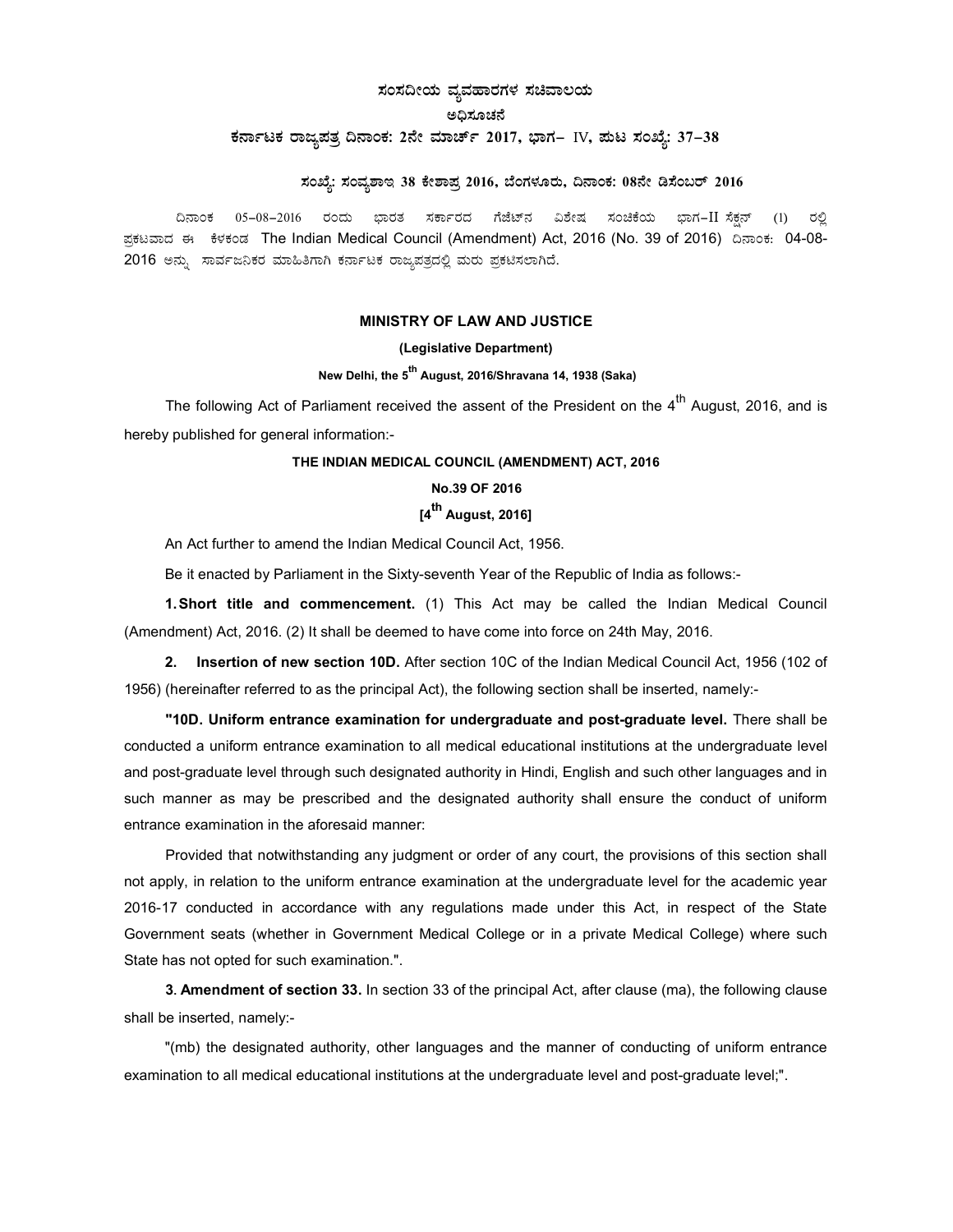# ಸಂಸದೀಯ ವ್ಯವಹಾರಗಳ ಸಚಿವಾಲಯ

## ಅಧಿಸೂಚನೆ

### ಕರ್ನಾಟಕ ರಾಜ್ಯಪತ್ರ ದಿನಾಂಕ: 2ನೇ ಮಾರ್ಚ್ 2017, ಭಾಗ– IV, ಪುಟ ಸಂಖ್ಯೆ: 37–38

**ಸಂಖ್ಯೆ: ಸಂವ್ಯಶಾಇ 38 ಕೇಶಾಪ್ರ 2016, ಬೆಂಗಳೂರು, ದಿನಾಂಕ: 08ನೇ ಡಿಸೆಂಬರ್ 2016**

ದಿನಾಂಕ 05–08–2016 ರಂದು ಭಾರತ ಸರ್ಕಾರದ ಗೆಜೆಟ್‌ನ ವಿಶೇಷ ಸಂಚಿಕೆಯ ಭಾಗ–II ಸೆಕ್ಷನ್ (1) ರಲ್ಲಿ ಪ್ರಕಟವಾದ ಈ ಕೆಳಕಂಡ The Indian Medical Council (Amendment) Act, 2016 (No. 39 of 2016) ದಿನಾಂಕ: 04-08-2016 ಅನ್ನು ಸಾರ್ವಜನಿಕರ ಮಾಹಿತಿಗಾಗಿ ಕರ್ನಾಟಕ ರಾಜ್ಯಪತ್ರದಲ್ಲಿ ಮರು ಪ್ರಕಟಿಸಲಾಗಿದೆ.

**MINISTRY OF LAW AND JUSTICE**

**(Legislative Department)**

**New Delhi, the 5th August, 2016/Shravana 14, 1938 (Saka)**

The following Act of Parliament received the assent of the President on the 4th August, 2016, and is hereby published for general information:-

**THE INDIAN MEDICAL COUNCIL (AMENDMENT) ACT, 2016**

**No.39 OF 2016**

**[4th August, 2016]**

An Act further to amend the Indian Medical Council Act, 1956.

Be it enacted by Parliament in the Sixty-seventh Year of the Republic of India as follows:-

**1. Short title and commencement.** (1) This Act may be called the Indian Medical Council (Amendment) Act, 2016. (2) It shall be deemed to have come into force on 24th May, 2016.

**2. Insertion of new section 10D.** After section 10C of the Indian Medical Council Act, 1956 (102 of 1956) (hereinafter referred to as the principal Act), the following section shall be inserted, namely:-

**"10D. Uniform entrance examination for undergraduate and post-graduate level.** There shall be conducted a uniform entrance examination to all medical educational institutions at the undergraduate level and post-graduate level through such designated authority in Hindi, English and such other languages and in such manner as may be prescribed and the designated authority shall ensure the conduct of uniform entrance examination in the aforesaid manner:

Provided that notwithstanding any judgment or order of any court, the provisions of this section shall not apply, in relation to the uniform entrance examination at the undergraduate level for the academic year 2016-17 conducted in accordance with any regulations made under this Act, in respect of the State Government seats (whether in Government Medical College or in a private Medical College) where such State has not opted for such examination.".

**3. Amendment of section 33.** In section 33 of the principal Act, after clause (ma), the following clause shall be inserted, namely:-

"(mb) the designated authority, other languages and the manner of conducting of uniform entrance examination to all medical educational institutions at the undergraduate level and post-graduate level;".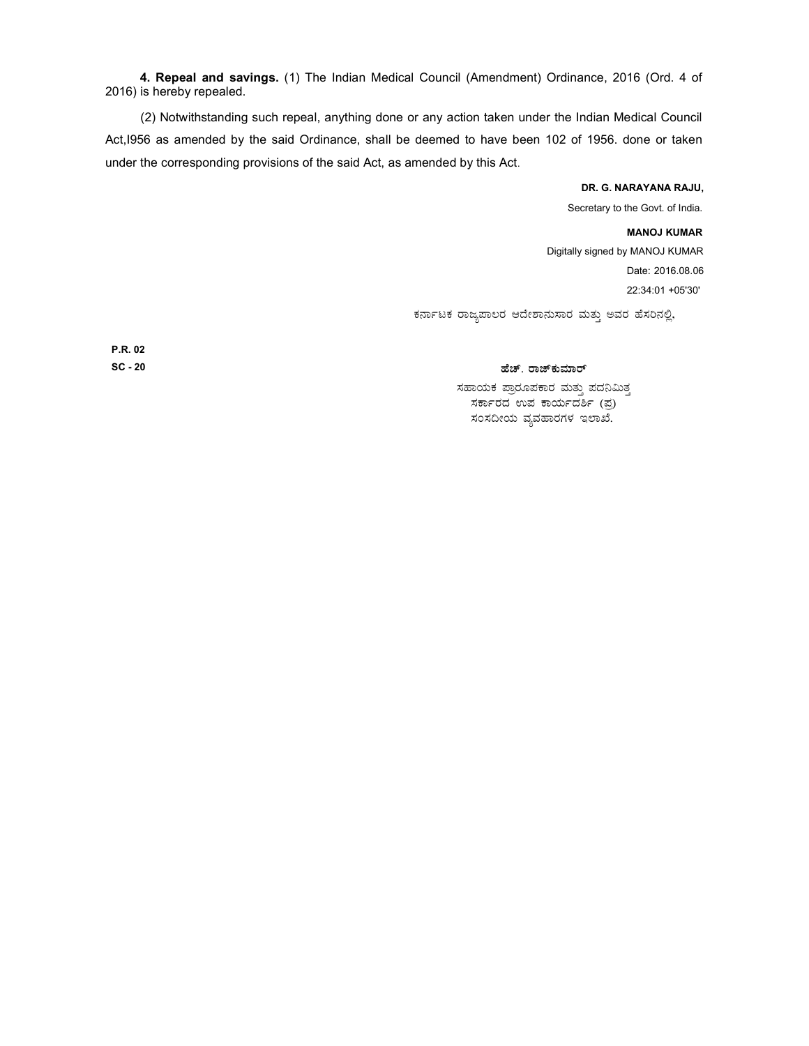**4. Repeal and savings.** (1) The Indian Medical Council (Amendment) Ordinance, 2016 (Ord. 4 of 2016) is hereby repealed.

(2) Notwithstanding such repeal, anything done or any action taken under the Indian Medical Council Act,I956 as amended by the said Ordinance, shall be deemed to have been 102 of 1956. done or taken under the corresponding provisions of the said Act, as amended by this Act.

**DR. G. NARAYANA RAJU,**

Secretary to the Govt. of India.

**MANOJ KUMAR**

Digitally signed by MANOJ KUMAR
Date: 2016.08.06
22:34:01 +05'30'

ಕರ್ನಾಟಕ ರಾಜ್ಯಪಾಲರ ಆದೇಶಾನುಸಾರ ಮತ್ತು ಅವರ ಹೆಸರಿನಲ್ಲಿ,

**P.R. 02**
**SC - 20**

**ಹೆಚ್. ರಾಜ್‌ಕುಮಾರ್**

ಸಹಾಯಕ ಪ್ರಾರೂಪಕಾರ ಮತ್ತು ಪದನಿಮಿತ್ತ
ಸರ್ಕಾರದ ಉಪ ಕಾರ್ಯದರ್ಶಿ (ಪ್ರ)
ಸಂಸದೀಯ ವ್ಯವಹಾರಗಳ ಇಲಾಖೆ.